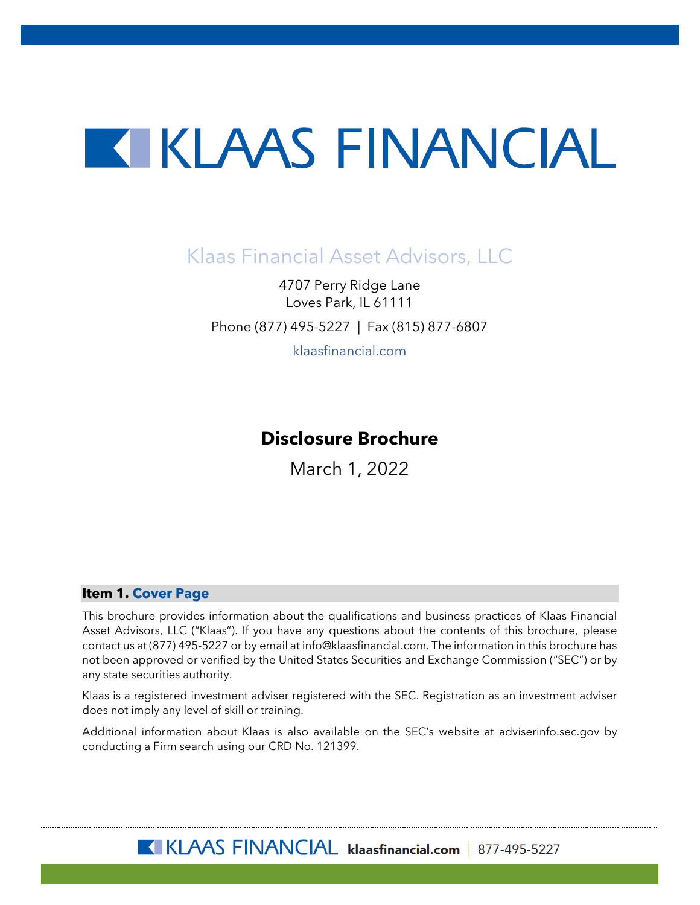# KLAAS FINANCIAL

Klaas Financial Asset Advisors, LLC

4707 Perry Ridge Lane
Loves Park, IL 61111

Phone (877) 495-5227 | Fax (815) 877-6807

klaasfinancial.com

## Disclosure Brochure

March 1, 2022

### Item 1. Cover Page

This brochure provides information about the qualifications and business practices of Klaas Financial Asset Advisors, LLC ("Klaas"). If you have any questions about the contents of this brochure, please contact us at (877) 495-5227 or by email at info@klaasfinancial.com. The information in this brochure has not been approved or verified by the United States Securities and Exchange Commission ("SEC") or by any state securities authority.

Klaas is a registered investment adviser registered with the SEC. Registration as an investment adviser does not imply any level of skill or training.

Additional information about Klaas is also available on the SEC's website at adviserinfo.sec.gov by conducting a Firm search using our CRD No. 121399.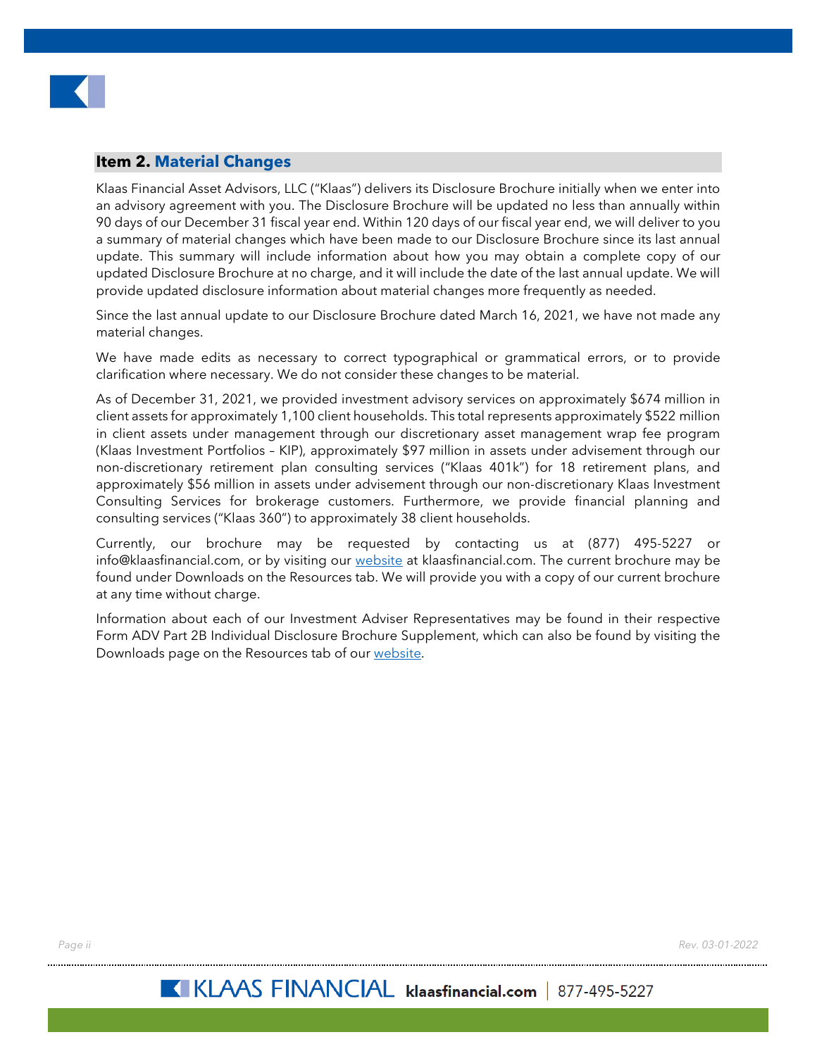## Item 2. Material Changes

Klaas Financial Asset Advisors, LLC ("Klaas") delivers its Disclosure Brochure initially when we enter into an advisory agreement with you. The Disclosure Brochure will be updated no less than annually within 90 days of our December 31 fiscal year end. Within 120 days of our fiscal year end, we will deliver to you a summary of material changes which have been made to our Disclosure Brochure since its last annual update. This summary will include information about how you may obtain a complete copy of our updated Disclosure Brochure at no charge, and it will include the date of the last annual update. We will provide updated disclosure information about material changes more frequently as needed.

Since the last annual update to our Disclosure Brochure dated March 16, 2021, we have not made any material changes.

We have made edits as necessary to correct typographical or grammatical errors, or to provide clarification where necessary. We do not consider these changes to be material.

As of December 31, 2021, we provided investment advisory services on approximately $674 million in client assets for approximately 1,100 client households. This total represents approximately $522 million in client assets under management through our discretionary asset management wrap fee program (Klaas Investment Portfolios – KIP), approximately $97 million in assets under advisement through our non-discretionary retirement plan consulting services ("Klaas 401k") for 18 retirement plans, and approximately $56 million in assets under advisement through our non-discretionary Klaas Investment Consulting Services for brokerage customers. Furthermore, we provide financial planning and consulting services ("Klaas 360") to approximately 38 client households.

Currently, our brochure may be requested by contacting us at (877) 495-5227 or info@klaasfinancial.com, or by visiting our website at klaasfinancial.com. The current brochure may be found under Downloads on the Resources tab. We will provide you with a copy of our current brochure at any time without charge.

Information about each of our Investment Adviser Representatives may be found in their respective Form ADV Part 2B Individual Disclosure Brochure Supplement, which can also be found by visiting the Downloads page on the Resources tab of our website.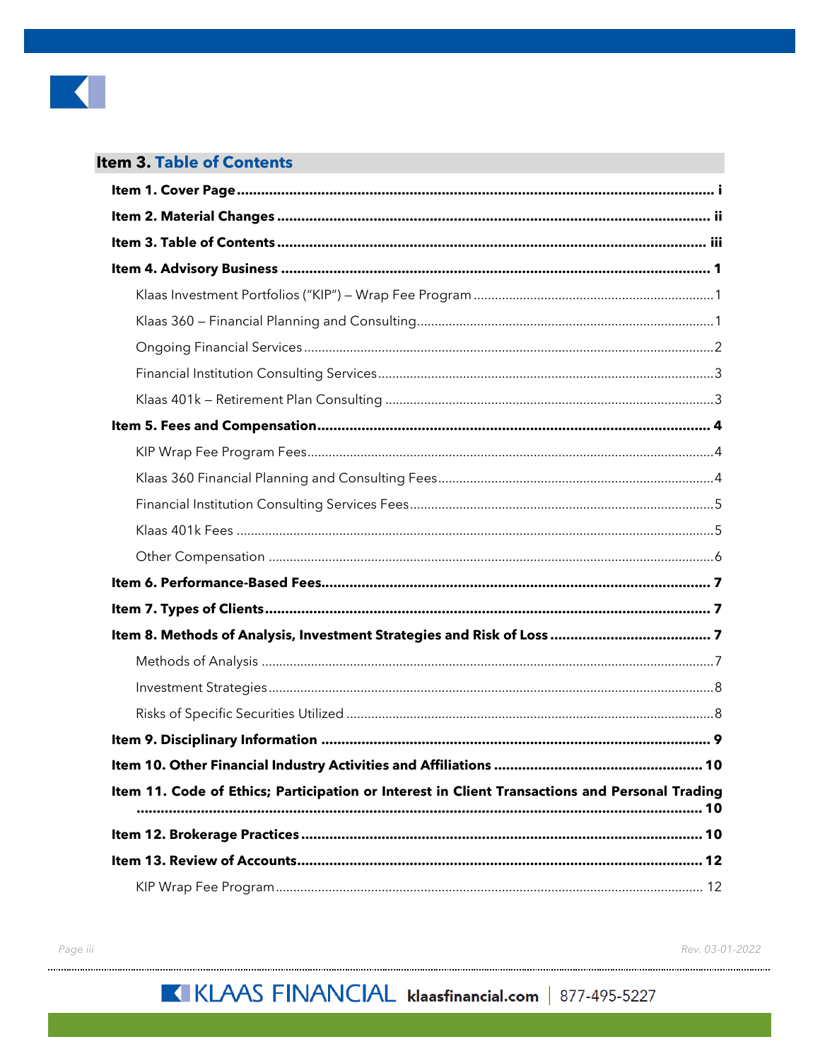## Item 3. Table of Contents

**Item 1. Cover Page** ........ **i**

**Item 2. Material Changes** ........ **ii**

**Item 3. Table of Contents** ........ **iii**

**Item 4. Advisory Business** ........ **1**

- Klaas Investment Portfolios ("KIP") – Wrap Fee Program ........ 1
- Klaas 360 – Financial Planning and Consulting ........ 1
- Ongoing Financial Services ........ 2
- Financial Institution Consulting Services ........ 3
- Klaas 401k – Retirement Plan Consulting ........ 3

**Item 5. Fees and Compensation** ........ **4**

- KIP Wrap Fee Program Fees ........ 4
- Klaas 360 Financial Planning and Consulting Fees ........ 4
- Financial Institution Consulting Services Fees ........ 5
- Klaas 401k Fees ........ 5
- Other Compensation ........ 6

**Item 6. Performance-Based Fees** ........ **7**

**Item 7. Types of Clients** ........ **7**

**Item 8. Methods of Analysis, Investment Strategies and Risk of Loss** ........ **7**

- Methods of Analysis ........ 7
- Investment Strategies ........ 8
- Risks of Specific Securities Utilized ........ 8

**Item 9. Disciplinary Information** ........ **9**

**Item 10. Other Financial Industry Activities and Affiliations** ........ **10**

**Item 11. Code of Ethics; Participation or Interest in Client Transactions and Personal Trading** ........ **10**

**Item 12. Brokerage Practices** ........ **10**

**Item 13. Review of Accounts** ........ **12**

- KIP Wrap Fee Program ........ 12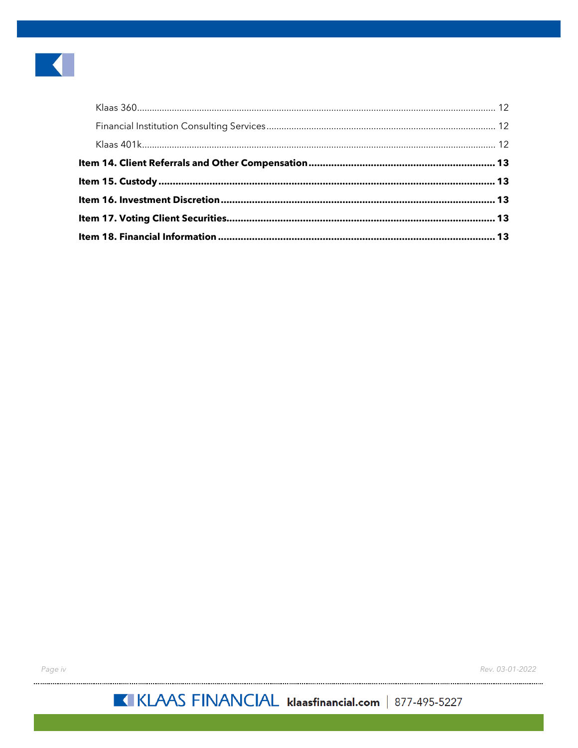Klaas 360 ........................................................................ 12

Financial Institution Consulting Services ........................................ 12

Klaas 401k ....................................................................... 12

**Item 14. Client Referrals and Other Compensation ................................ 13**

**Item 15. Custody ................................................................ 13**

**Item 16. Investment Discretion .................................................. 13**

**Item 17. Voting Client Securities ............................................... 13**

**Item 18. Financial Information .................................................. 13**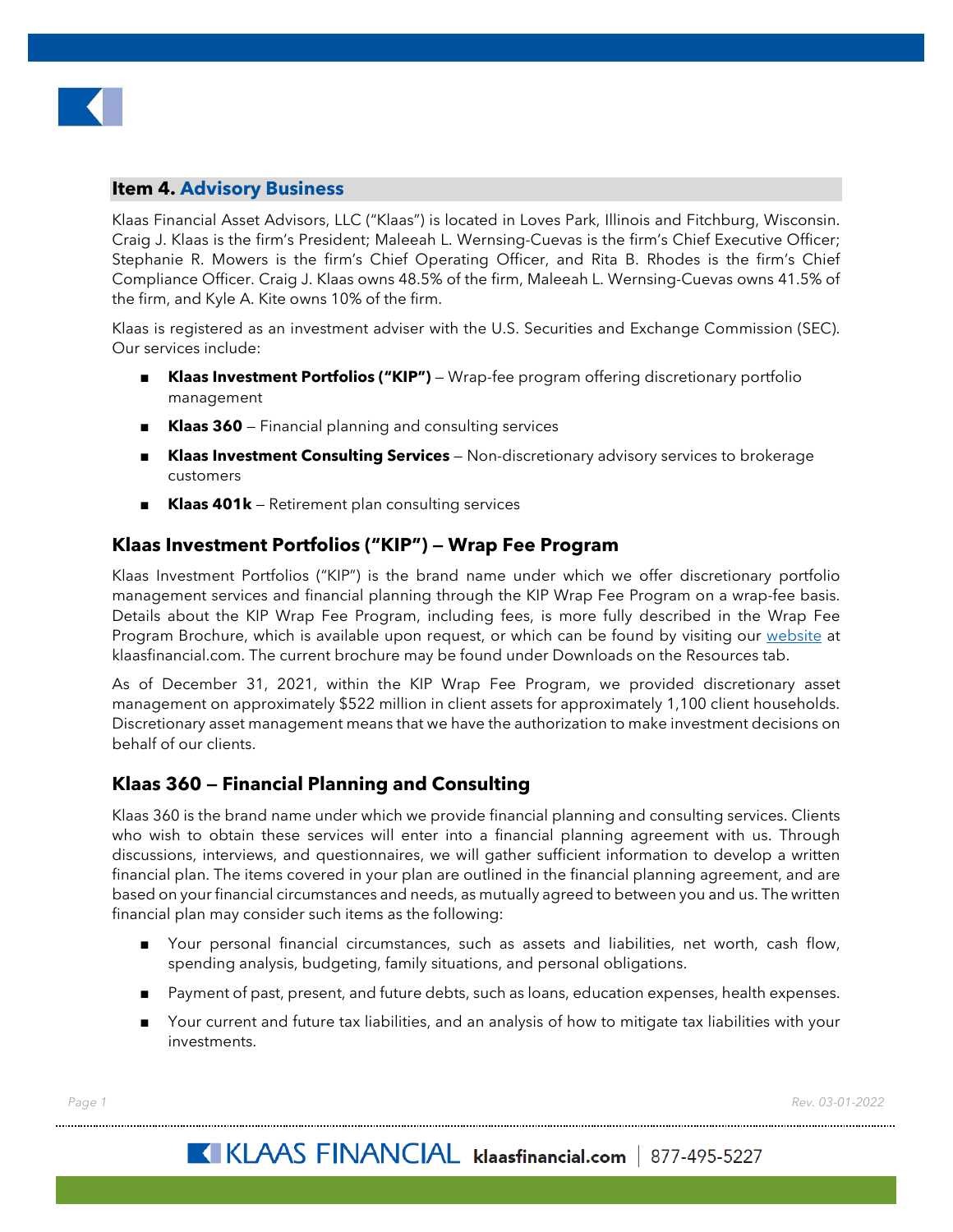## Item 4. Advisory Business

Klaas Financial Asset Advisors, LLC ("Klaas") is located in Loves Park, Illinois and Fitchburg, Wisconsin. Craig J. Klaas is the firm's President; Maleeah L. Wernsing-Cuevas is the firm's Chief Executive Officer; Stephanie R. Mowers is the firm's Chief Operating Officer, and Rita B. Rhodes is the firm's Chief Compliance Officer. Craig J. Klaas owns 48.5% of the firm, Maleeah L. Wernsing-Cuevas owns 41.5% of the firm, and Kyle A. Kite owns 10% of the firm.

Klaas is registered as an investment adviser with the U.S. Securities and Exchange Commission (SEC). Our services include:

- **Klaas Investment Portfolios ("KIP")** — Wrap-fee program offering discretionary portfolio management
- **Klaas 360** — Financial planning and consulting services
- **Klaas Investment Consulting Services** — Non-discretionary advisory services to brokerage customers
- **Klaas 401k** — Retirement plan consulting services

### Klaas Investment Portfolios ("KIP") — Wrap Fee Program

Klaas Investment Portfolios ("KIP") is the brand name under which we offer discretionary portfolio management services and financial planning through the KIP Wrap Fee Program on a wrap-fee basis. Details about the KIP Wrap Fee Program, including fees, is more fully described in the Wrap Fee Program Brochure, which is available upon request, or which can be found by visiting our website at klaasfinancial.com. The current brochure may be found under Downloads on the Resources tab.

As of December 31, 2021, within the KIP Wrap Fee Program, we provided discretionary asset management on approximately $522 million in client assets for approximately 1,100 client households. Discretionary asset management means that we have the authorization to make investment decisions on behalf of our clients.

### Klaas 360 — Financial Planning and Consulting

Klaas 360 is the brand name under which we provide financial planning and consulting services. Clients who wish to obtain these services will enter into a financial planning agreement with us. Through discussions, interviews, and questionnaires, we will gather sufficient information to develop a written financial plan. The items covered in your plan are outlined in the financial planning agreement, and are based on your financial circumstances and needs, as mutually agreed to between you and us. The written financial plan may consider such items as the following:

- Your personal financial circumstances, such as assets and liabilities, net worth, cash flow, spending analysis, budgeting, family situations, and personal obligations.
- Payment of past, present, and future debts, such as loans, education expenses, health expenses.
- Your current and future tax liabilities, and an analysis of how to mitigate tax liabilities with your investments.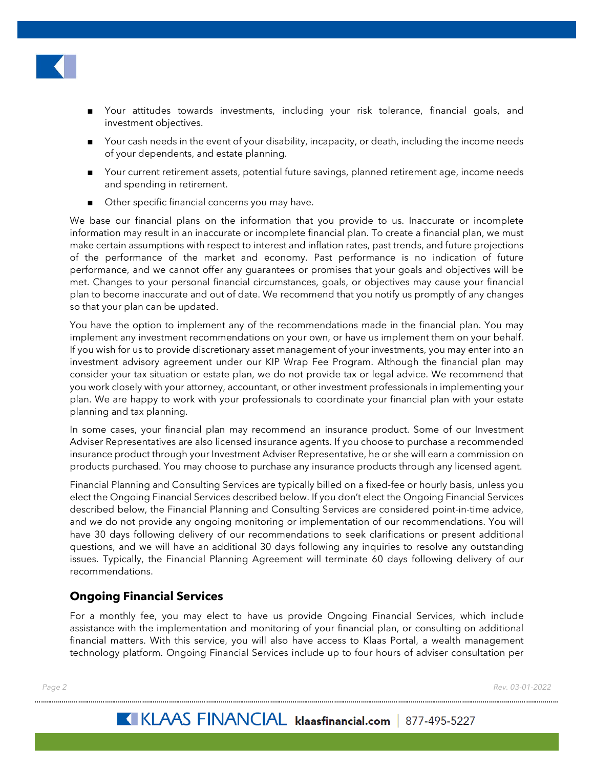- Your attitudes towards investments, including your risk tolerance, financial goals, and investment objectives.
- Your cash needs in the event of your disability, incapacity, or death, including the income needs of your dependents, and estate planning.
- Your current retirement assets, potential future savings, planned retirement age, income needs and spending in retirement.
- Other specific financial concerns you may have.

We base our financial plans on the information that you provide to us. Inaccurate or incomplete information may result in an inaccurate or incomplete financial plan. To create a financial plan, we must make certain assumptions with respect to interest and inflation rates, past trends, and future projections of the performance of the market and economy. Past performance is no indication of future performance, and we cannot offer any guarantees or promises that your goals and objectives will be met. Changes to your personal financial circumstances, goals, or objectives may cause your financial plan to become inaccurate and out of date. We recommend that you notify us promptly of any changes so that your plan can be updated.

You have the option to implement any of the recommendations made in the financial plan. You may implement any investment recommendations on your own, or have us implement them on your behalf. If you wish for us to provide discretionary asset management of your investments, you may enter into an investment advisory agreement under our KIP Wrap Fee Program. Although the financial plan may consider your tax situation or estate plan, we do not provide tax or legal advice. We recommend that you work closely with your attorney, accountant, or other investment professionals in implementing your plan. We are happy to work with your professionals to coordinate your financial plan with your estate planning and tax planning.

In some cases, your financial plan may recommend an insurance product. Some of our Investment Adviser Representatives are also licensed insurance agents. If you choose to purchase a recommended insurance product through your Investment Adviser Representative, he or she will earn a commission on products purchased. You may choose to purchase any insurance products through any licensed agent.

Financial Planning and Consulting Services are typically billed on a fixed-fee or hourly basis, unless you elect the Ongoing Financial Services described below. If you don't elect the Ongoing Financial Services described below, the Financial Planning and Consulting Services are considered point-in-time advice, and we do not provide any ongoing monitoring or implementation of our recommendations. You will have 30 days following delivery of our recommendations to seek clarifications or present additional questions, and we will have an additional 30 days following any inquiries to resolve any outstanding issues. Typically, the Financial Planning Agreement will terminate 60 days following delivery of our recommendations.

## Ongoing Financial Services

For a monthly fee, you may elect to have us provide Ongoing Financial Services, which include assistance with the implementation and monitoring of your financial plan, or consulting on additional financial matters. With this service, you will also have access to Klaas Portal, a wealth management technology platform. Ongoing Financial Services include up to four hours of adviser consultation per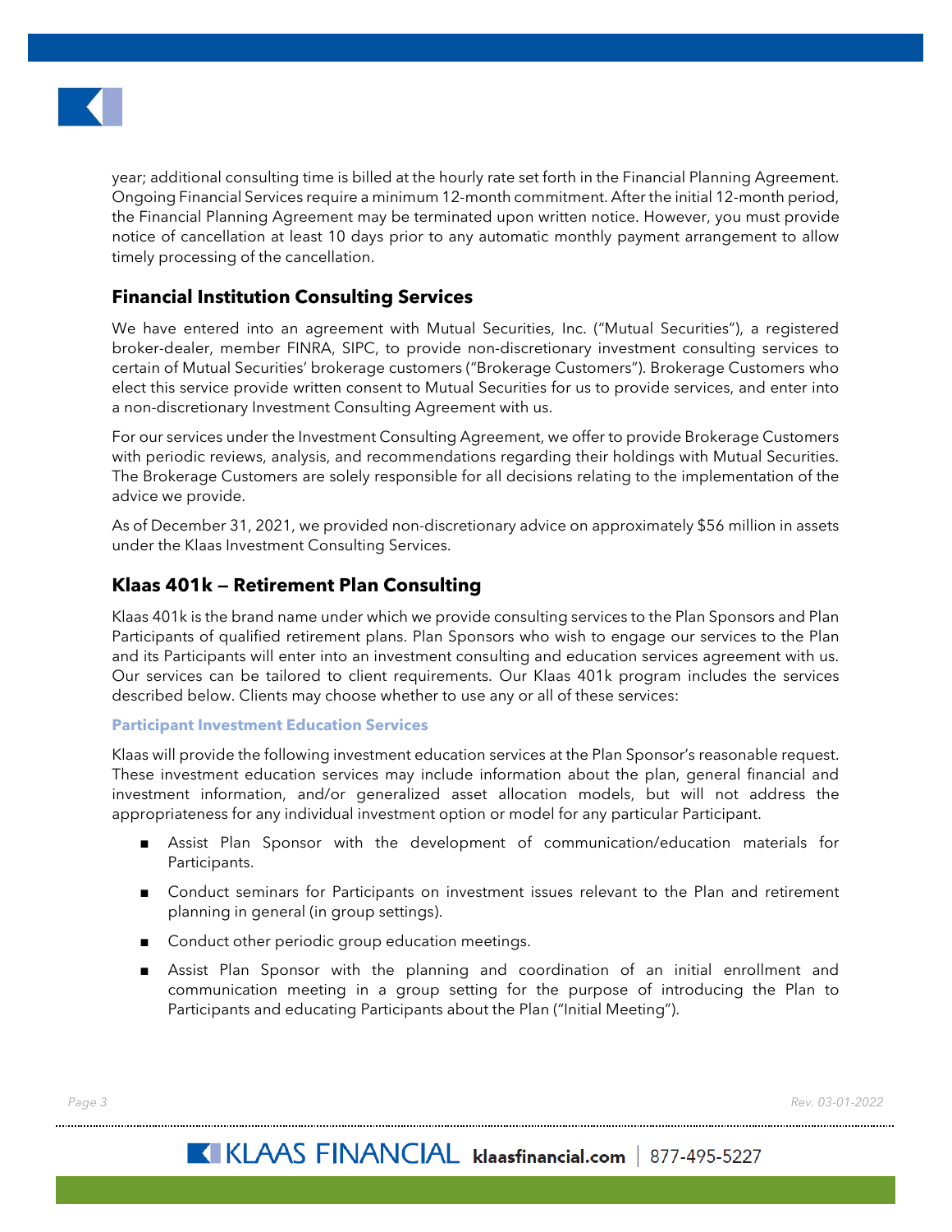year; additional consulting time is billed at the hourly rate set forth in the Financial Planning Agreement. Ongoing Financial Services require a minimum 12-month commitment. After the initial 12-month period, the Financial Planning Agreement may be terminated upon written notice. However, you must provide notice of cancellation at least 10 days prior to any automatic monthly payment arrangement to allow timely processing of the cancellation.

## Financial Institution Consulting Services

We have entered into an agreement with Mutual Securities, Inc. ("Mutual Securities"), a registered broker-dealer, member FINRA, SIPC, to provide non-discretionary investment consulting services to certain of Mutual Securities' brokerage customers ("Brokerage Customers"). Brokerage Customers who elect this service provide written consent to Mutual Securities for us to provide services, and enter into a non-discretionary Investment Consulting Agreement with us.

For our services under the Investment Consulting Agreement, we offer to provide Brokerage Customers with periodic reviews, analysis, and recommendations regarding their holdings with Mutual Securities. The Brokerage Customers are solely responsible for all decisions relating to the implementation of the advice we provide.

As of December 31, 2021, we provided non-discretionary advice on approximately $56 million in assets under the Klaas Investment Consulting Services.

## Klaas 401k — Retirement Plan Consulting

Klaas 401k is the brand name under which we provide consulting services to the Plan Sponsors and Plan Participants of qualified retirement plans. Plan Sponsors who wish to engage our services to the Plan and its Participants will enter into an investment consulting and education services agreement with us. Our services can be tailored to client requirements. Our Klaas 401k program includes the services described below. Clients may choose whether to use any or all of these services:

### Participant Investment Education Services

Klaas will provide the following investment education services at the Plan Sponsor's reasonable request. These investment education services may include information about the plan, general financial and investment information, and/or generalized asset allocation models, but will not address the appropriateness for any individual investment option or model for any particular Participant.

- Assist Plan Sponsor with the development of communication/education materials for Participants.
- Conduct seminars for Participants on investment issues relevant to the Plan and retirement planning in general (in group settings).
- Conduct other periodic group education meetings.
- Assist Plan Sponsor with the planning and coordination of an initial enrollment and communication meeting in a group setting for the purpose of introducing the Plan to Participants and educating Participants about the Plan ("Initial Meeting").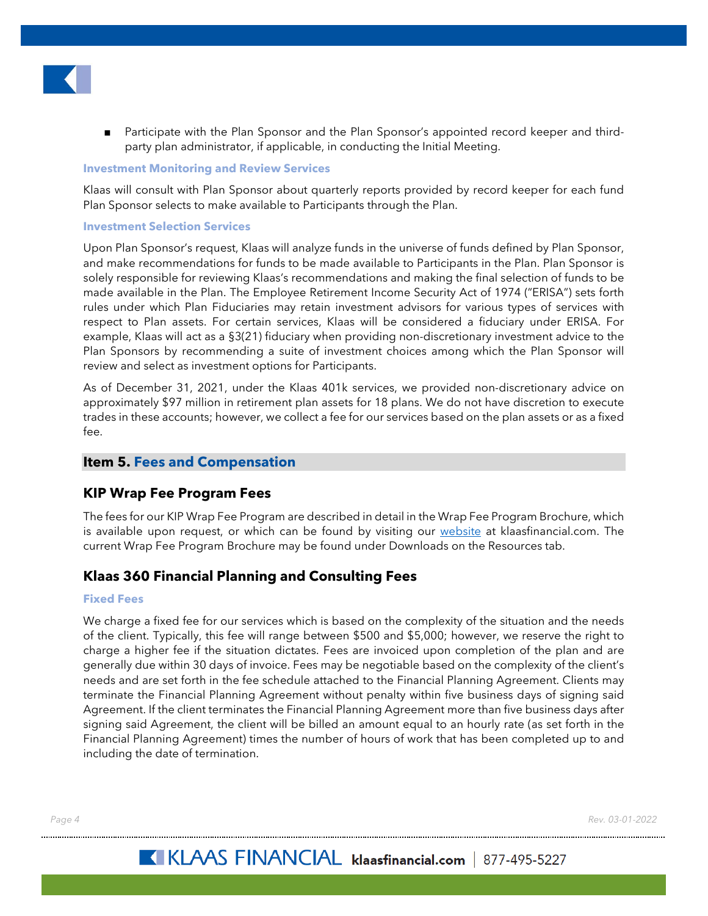- Participate with the Plan Sponsor and the Plan Sponsor's appointed record keeper and third-party plan administrator, if applicable, in conducting the Initial Meeting.

#### Investment Monitoring and Review Services

Klaas will consult with Plan Sponsor about quarterly reports provided by record keeper for each fund Plan Sponsor selects to make available to Participants through the Plan.

#### Investment Selection Services

Upon Plan Sponsor's request, Klaas will analyze funds in the universe of funds defined by Plan Sponsor, and make recommendations for funds to be made available to Participants in the Plan. Plan Sponsor is solely responsible for reviewing Klaas's recommendations and making the final selection of funds to be made available in the Plan. The Employee Retirement Income Security Act of 1974 ("ERISA") sets forth rules under which Plan Fiduciaries may retain investment advisors for various types of services with respect to Plan assets. For certain services, Klaas will be considered a fiduciary under ERISA. For example, Klaas will act as a §3(21) fiduciary when providing non-discretionary investment advice to the Plan Sponsors by recommending a suite of investment choices among which the Plan Sponsor will review and select as investment options for Participants.

As of December 31, 2021, under the Klaas 401k services, we provided non-discretionary advice on approximately $97 million in retirement plan assets for 18 plans. We do not have discretion to execute trades in these accounts; however, we collect a fee for our services based on the plan assets or as a fixed fee.

## Item 5. Fees and Compensation

### KIP Wrap Fee Program Fees

The fees for our KIP Wrap Fee Program are described in detail in the Wrap Fee Program Brochure, which is available upon request, or which can be found by visiting our website at klaasfinancial.com. The current Wrap Fee Program Brochure may be found under Downloads on the Resources tab.

### Klaas 360 Financial Planning and Consulting Fees

#### Fixed Fees

We charge a fixed fee for our services which is based on the complexity of the situation and the needs of the client. Typically, this fee will range between $500 and $5,000; however, we reserve the right to charge a higher fee if the situation dictates. Fees are invoiced upon completion of the plan and are generally due within 30 days of invoice. Fees may be negotiable based on the complexity of the client's needs and are set forth in the fee schedule attached to the Financial Planning Agreement. Clients may terminate the Financial Planning Agreement without penalty within five business days of signing said Agreement. If the client terminates the Financial Planning Agreement more than five business days after signing said Agreement, the client will be billed an amount equal to an hourly rate (as set forth in the Financial Planning Agreement) times the number of hours of work that has been completed up to and including the date of termination.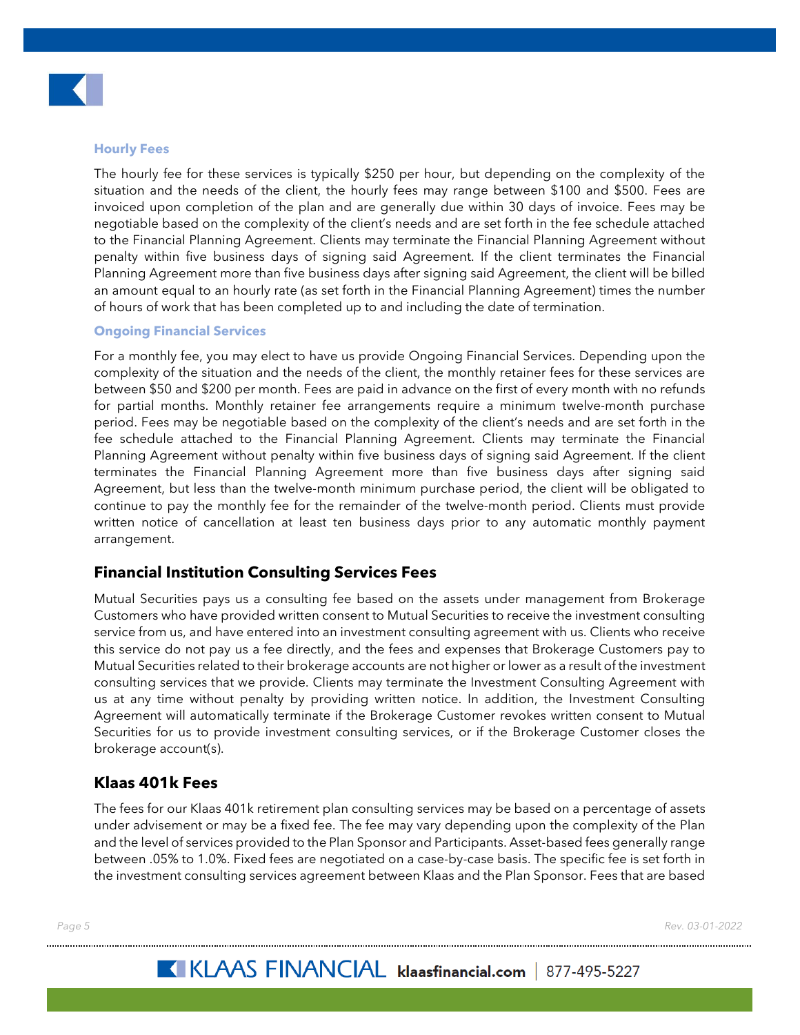### Hourly Fees

The hourly fee for these services is typically $250 per hour, but depending on the complexity of the situation and the needs of the client, the hourly fees may range between $100 and $500. Fees are invoiced upon completion of the plan and are generally due within 30 days of invoice. Fees may be negotiable based on the complexity of the client's needs and are set forth in the fee schedule attached to the Financial Planning Agreement. Clients may terminate the Financial Planning Agreement without penalty within five business days of signing said Agreement. If the client terminates the Financial Planning Agreement more than five business days after signing said Agreement, the client will be billed an amount equal to an hourly rate (as set forth in the Financial Planning Agreement) times the number of hours of work that has been completed up to and including the date of termination.

### Ongoing Financial Services

For a monthly fee, you may elect to have us provide Ongoing Financial Services. Depending upon the complexity of the situation and the needs of the client, the monthly retainer fees for these services are between $50 and $200 per month. Fees are paid in advance on the first of every month with no refunds for partial months. Monthly retainer fee arrangements require a minimum twelve-month purchase period. Fees may be negotiable based on the complexity of the client's needs and are set forth in the fee schedule attached to the Financial Planning Agreement. Clients may terminate the Financial Planning Agreement without penalty within five business days of signing said Agreement. If the client terminates the Financial Planning Agreement more than five business days after signing said Agreement, but less than the twelve-month minimum purchase period, the client will be obligated to continue to pay the monthly fee for the remainder of the twelve-month period. Clients must provide written notice of cancellation at least ten business days prior to any automatic monthly payment arrangement.

## Financial Institution Consulting Services Fees

Mutual Securities pays us a consulting fee based on the assets under management from Brokerage Customers who have provided written consent to Mutual Securities to receive the investment consulting service from us, and have entered into an investment consulting agreement with us. Clients who receive this service do not pay us a fee directly, and the fees and expenses that Brokerage Customers pay to Mutual Securities related to their brokerage accounts are not higher or lower as a result of the investment consulting services that we provide. Clients may terminate the Investment Consulting Agreement with us at any time without penalty by providing written notice. In addition, the Investment Consulting Agreement will automatically terminate if the Brokerage Customer revokes written consent to Mutual Securities for us to provide investment consulting services, or if the Brokerage Customer closes the brokerage account(s).

## Klaas 401k Fees

The fees for our Klaas 401k retirement plan consulting services may be based on a percentage of assets under advisement or may be a fixed fee. The fee may vary depending upon the complexity of the Plan and the level of services provided to the Plan Sponsor and Participants. Asset-based fees generally range between .05% to 1.0%. Fixed fees are negotiated on a case-by-case basis. The specific fee is set forth in the investment consulting services agreement between Klaas and the Plan Sponsor. Fees that are based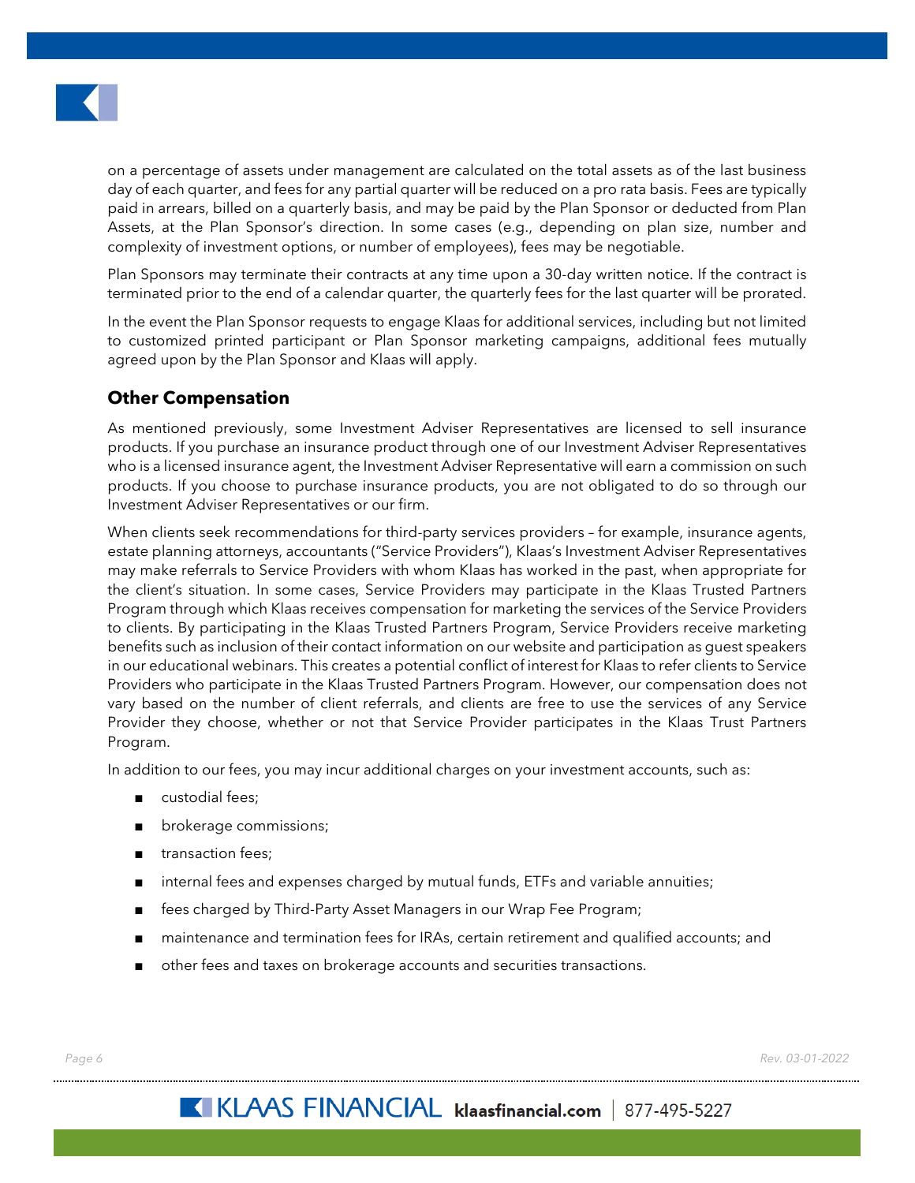on a percentage of assets under management are calculated on the total assets as of the last business day of each quarter, and fees for any partial quarter will be reduced on a pro rata basis. Fees are typically paid in arrears, billed on a quarterly basis, and may be paid by the Plan Sponsor or deducted from Plan Assets, at the Plan Sponsor's direction. In some cases (e.g., depending on plan size, number and complexity of investment options, or number of employees), fees may be negotiable.

Plan Sponsors may terminate their contracts at any time upon a 30-day written notice. If the contract is terminated prior to the end of a calendar quarter, the quarterly fees for the last quarter will be prorated.

In the event the Plan Sponsor requests to engage Klaas for additional services, including but not limited to customized printed participant or Plan Sponsor marketing campaigns, additional fees mutually agreed upon by the Plan Sponsor and Klaas will apply.

## Other Compensation

As mentioned previously, some Investment Adviser Representatives are licensed to sell insurance products. If you purchase an insurance product through one of our Investment Adviser Representatives who is a licensed insurance agent, the Investment Adviser Representative will earn a commission on such products. If you choose to purchase insurance products, you are not obligated to do so through our Investment Adviser Representatives or our firm.

When clients seek recommendations for third-party services providers – for example, insurance agents, estate planning attorneys, accountants ("Service Providers"), Klaas's Investment Adviser Representatives may make referrals to Service Providers with whom Klaas has worked in the past, when appropriate for the client's situation. In some cases, Service Providers may participate in the Klaas Trusted Partners Program through which Klaas receives compensation for marketing the services of the Service Providers to clients. By participating in the Klaas Trusted Partners Program, Service Providers receive marketing benefits such as inclusion of their contact information on our website and participation as guest speakers in our educational webinars. This creates a potential conflict of interest for Klaas to refer clients to Service Providers who participate in the Klaas Trusted Partners Program. However, our compensation does not vary based on the number of client referrals, and clients are free to use the services of any Service Provider they choose, whether or not that Service Provider participates in the Klaas Trust Partners Program.

In addition to our fees, you may incur additional charges on your investment accounts, such as:

- custodial fees;
- brokerage commissions;
- transaction fees;
- internal fees and expenses charged by mutual funds, ETFs and variable annuities;
- fees charged by Third-Party Asset Managers in our Wrap Fee Program;
- maintenance and termination fees for IRAs, certain retirement and qualified accounts; and
- other fees and taxes on brokerage accounts and securities transactions.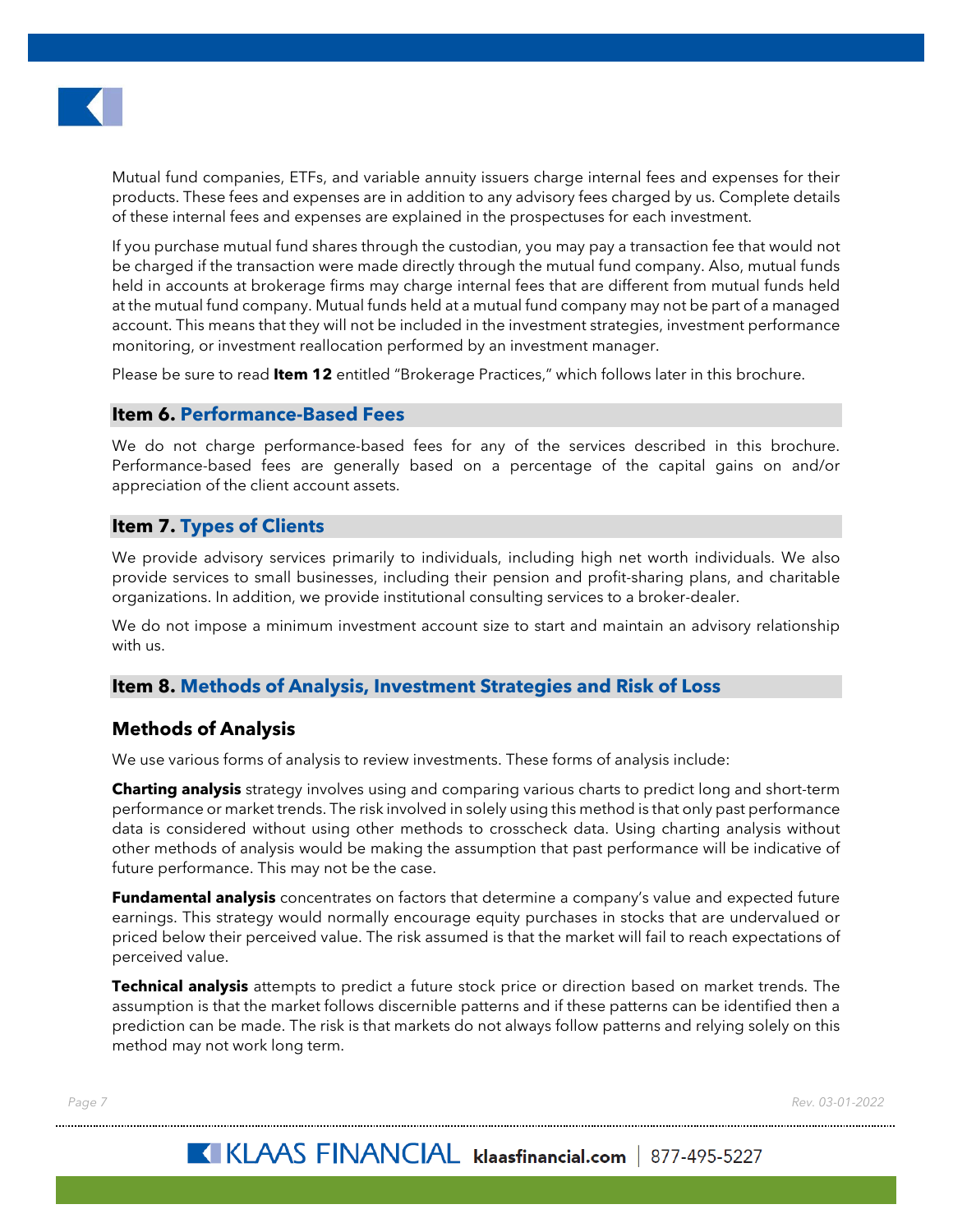Mutual fund companies, ETFs, and variable annuity issuers charge internal fees and expenses for their products. These fees and expenses are in addition to any advisory fees charged by us. Complete details of these internal fees and expenses are explained in the prospectuses for each investment.

If you purchase mutual fund shares through the custodian, you may pay a transaction fee that would not be charged if the transaction were made directly through the mutual fund company. Also, mutual funds held in accounts at brokerage firms may charge internal fees that are different from mutual funds held at the mutual fund company. Mutual funds held at a mutual fund company may not be part of a managed account. This means that they will not be included in the investment strategies, investment performance monitoring, or investment reallocation performed by an investment manager.

Please be sure to read **Item 12** entitled "Brokerage Practices," which follows later in this brochure.

## Item 6. Performance-Based Fees

We do not charge performance-based fees for any of the services described in this brochure. Performance-based fees are generally based on a percentage of the capital gains on and/or appreciation of the client account assets.

## Item 7. Types of Clients

We provide advisory services primarily to individuals, including high net worth individuals. We also provide services to small businesses, including their pension and profit-sharing plans, and charitable organizations. In addition, we provide institutional consulting services to a broker-dealer.

We do not impose a minimum investment account size to start and maintain an advisory relationship with us.

## Item 8. Methods of Analysis, Investment Strategies and Risk of Loss

### Methods of Analysis

We use various forms of analysis to review investments. These forms of analysis include:

**Charting analysis** strategy involves using and comparing various charts to predict long and short-term performance or market trends. The risk involved in solely using this method is that only past performance data is considered without using other methods to crosscheck data. Using charting analysis without other methods of analysis would be making the assumption that past performance will be indicative of future performance. This may not be the case.

**Fundamental analysis** concentrates on factors that determine a company's value and expected future earnings. This strategy would normally encourage equity purchases in stocks that are undervalued or priced below their perceived value. The risk assumed is that the market will fail to reach expectations of perceived value.

**Technical analysis** attempts to predict a future stock price or direction based on market trends. The assumption is that the market follows discernible patterns and if these patterns can be identified then a prediction can be made. The risk is that markets do not always follow patterns and relying solely on this method may not work long term.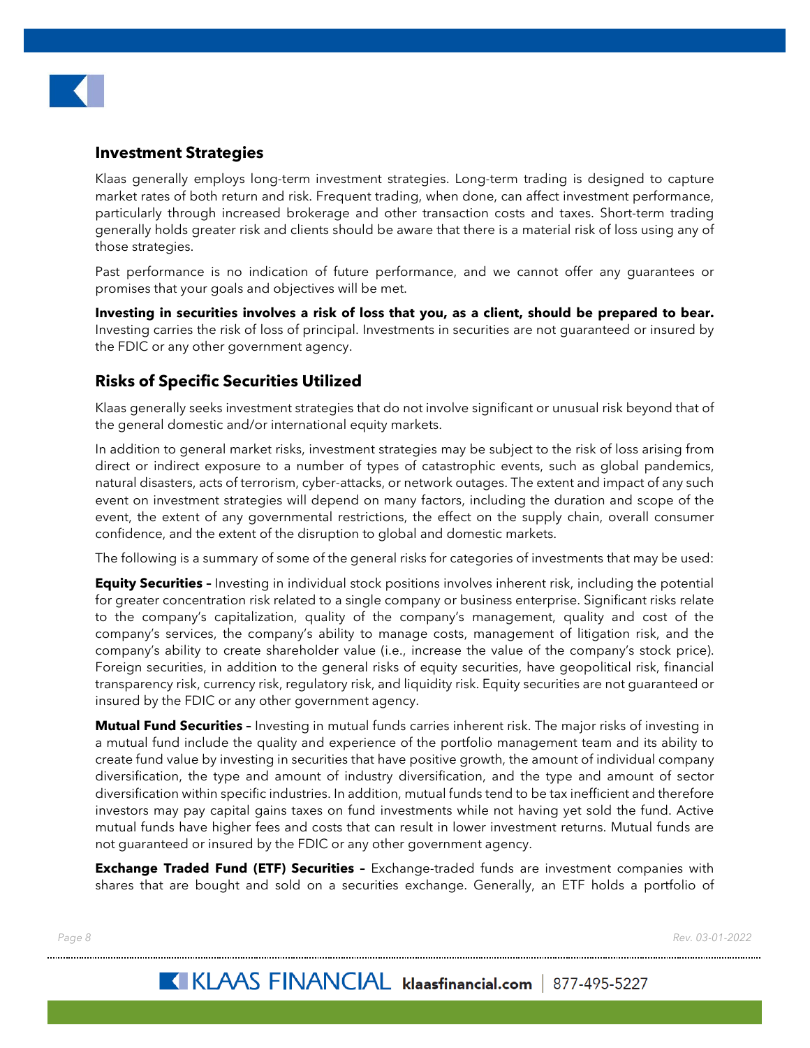## Investment Strategies

Klaas generally employs long-term investment strategies. Long-term trading is designed to capture market rates of both return and risk. Frequent trading, when done, can affect investment performance, particularly through increased brokerage and other transaction costs and taxes. Short-term trading generally holds greater risk and clients should be aware that there is a material risk of loss using any of those strategies.

Past performance is no indication of future performance, and we cannot offer any guarantees or promises that your goals and objectives will be met.

**Investing in securities involves a risk of loss that you, as a client, should be prepared to bear.** Investing carries the risk of loss of principal. Investments in securities are not guaranteed or insured by the FDIC or any other government agency.

## Risks of Specific Securities Utilized

Klaas generally seeks investment strategies that do not involve significant or unusual risk beyond that of the general domestic and/or international equity markets.

In addition to general market risks, investment strategies may be subject to the risk of loss arising from direct or indirect exposure to a number of types of catastrophic events, such as global pandemics, natural disasters, acts of terrorism, cyber-attacks, or network outages. The extent and impact of any such event on investment strategies will depend on many factors, including the duration and scope of the event, the extent of any governmental restrictions, the effect on the supply chain, overall consumer confidence, and the extent of the disruption to global and domestic markets.

The following is a summary of some of the general risks for categories of investments that may be used:

**Equity Securities –** Investing in individual stock positions involves inherent risk, including the potential for greater concentration risk related to a single company or business enterprise. Significant risks relate to the company's capitalization, quality of the company's management, quality and cost of the company's services, the company's ability to manage costs, management of litigation risk, and the company's ability to create shareholder value (i.e., increase the value of the company's stock price). Foreign securities, in addition to the general risks of equity securities, have geopolitical risk, financial transparency risk, currency risk, regulatory risk, and liquidity risk. Equity securities are not guaranteed or insured by the FDIC or any other government agency.

**Mutual Fund Securities –** Investing in mutual funds carries inherent risk. The major risks of investing in a mutual fund include the quality and experience of the portfolio management team and its ability to create fund value by investing in securities that have positive growth, the amount of individual company diversification, the type and amount of industry diversification, and the type and amount of sector diversification within specific industries. In addition, mutual funds tend to be tax inefficient and therefore investors may pay capital gains taxes on fund investments while not having yet sold the fund. Active mutual funds have higher fees and costs that can result in lower investment returns. Mutual funds are not guaranteed or insured by the FDIC or any other government agency.

**Exchange Traded Fund (ETF) Securities –** Exchange-traded funds are investment companies with shares that are bought and sold on a securities exchange. Generally, an ETF holds a portfolio of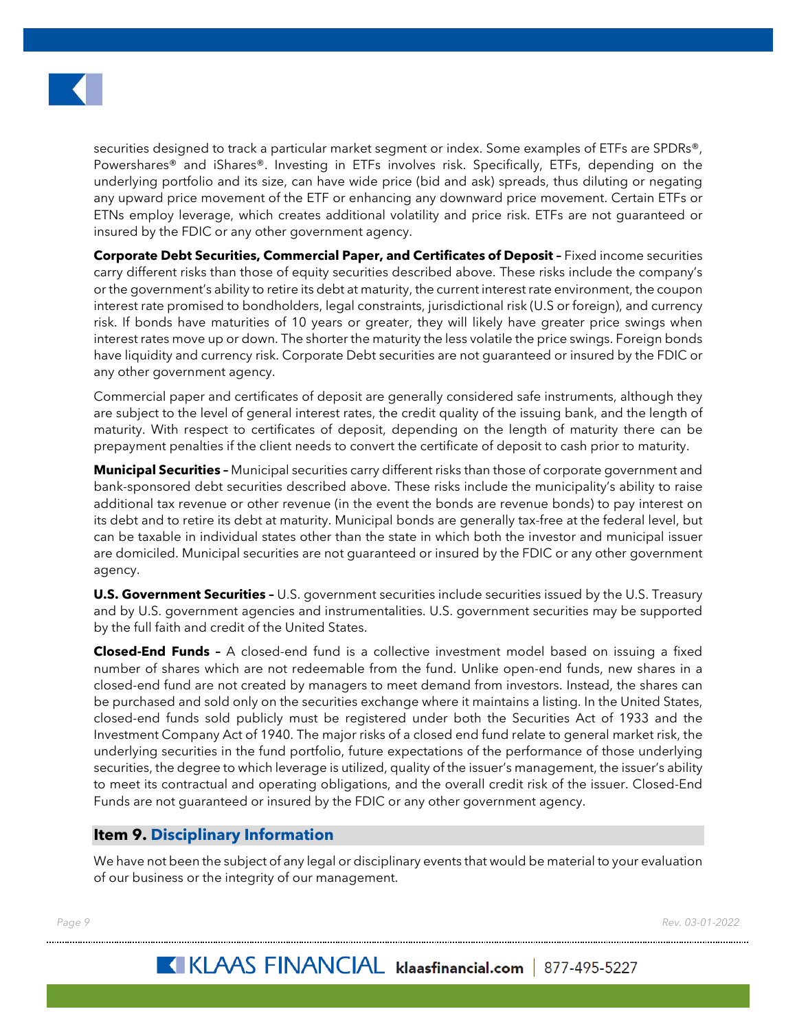securities designed to track a particular market segment or index. Some examples of ETFs are SPDRs®, Powershares® and iShares®. Investing in ETFs involves risk. Specifically, ETFs, depending on the underlying portfolio and its size, can have wide price (bid and ask) spreads, thus diluting or negating any upward price movement of the ETF or enhancing any downward price movement. Certain ETFs or ETNs employ leverage, which creates additional volatility and price risk. ETFs are not guaranteed or insured by the FDIC or any other government agency.

**Corporate Debt Securities, Commercial Paper, and Certificates of Deposit –** Fixed income securities carry different risks than those of equity securities described above. These risks include the company's or the government's ability to retire its debt at maturity, the current interest rate environment, the coupon interest rate promised to bondholders, legal constraints, jurisdictional risk (U.S or foreign), and currency risk. If bonds have maturities of 10 years or greater, they will likely have greater price swings when interest rates move up or down. The shorter the maturity the less volatile the price swings. Foreign bonds have liquidity and currency risk. Corporate Debt securities are not guaranteed or insured by the FDIC or any other government agency.

Commercial paper and certificates of deposit are generally considered safe instruments, although they are subject to the level of general interest rates, the credit quality of the issuing bank, and the length of maturity. With respect to certificates of deposit, depending on the length of maturity there can be prepayment penalties if the client needs to convert the certificate of deposit to cash prior to maturity.

**Municipal Securities –** Municipal securities carry different risks than those of corporate government and bank-sponsored debt securities described above. These risks include the municipality's ability to raise additional tax revenue or other revenue (in the event the bonds are revenue bonds) to pay interest on its debt and to retire its debt at maturity. Municipal bonds are generally tax-free at the federal level, but can be taxable in individual states other than the state in which both the investor and municipal issuer are domiciled. Municipal securities are not guaranteed or insured by the FDIC or any other government agency.

**U.S. Government Securities –** U.S. government securities include securities issued by the U.S. Treasury and by U.S. government agencies and instrumentalities. U.S. government securities may be supported by the full faith and credit of the United States.

**Closed-End Funds –** A closed-end fund is a collective investment model based on issuing a fixed number of shares which are not redeemable from the fund. Unlike open-end funds, new shares in a closed-end fund are not created by managers to meet demand from investors. Instead, the shares can be purchased and sold only on the securities exchange where it maintains a listing. In the United States, closed-end funds sold publicly must be registered under both the Securities Act of 1933 and the Investment Company Act of 1940. The major risks of a closed end fund relate to general market risk, the underlying securities in the fund portfolio, future expectations of the performance of those underlying securities, the degree to which leverage is utilized, quality of the issuer's management, the issuer's ability to meet its contractual and operating obligations, and the overall credit risk of the issuer. Closed-End Funds are not guaranteed or insured by the FDIC or any other government agency.

## Item 9. Disciplinary Information

We have not been the subject of any legal or disciplinary events that would be material to your evaluation of our business or the integrity of our management.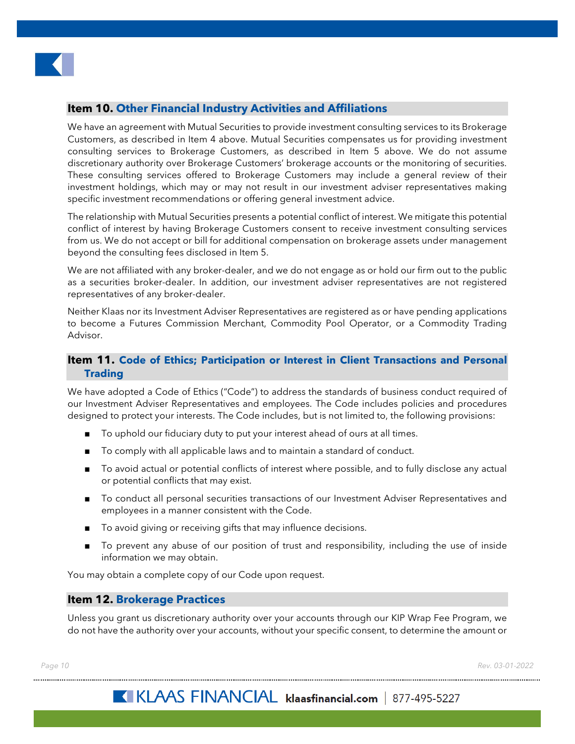## Item 10. Other Financial Industry Activities and Affiliations

We have an agreement with Mutual Securities to provide investment consulting services to its Brokerage Customers, as described in Item 4 above. Mutual Securities compensates us for providing investment consulting services to Brokerage Customers, as described in Item 5 above. We do not assume discretionary authority over Brokerage Customers' brokerage accounts or the monitoring of securities. These consulting services offered to Brokerage Customers may include a general review of their investment holdings, which may or may not result in our investment adviser representatives making specific investment recommendations or offering general investment advice.

The relationship with Mutual Securities presents a potential conflict of interest. We mitigate this potential conflict of interest by having Brokerage Customers consent to receive investment consulting services from us. We do not accept or bill for additional compensation on brokerage assets under management beyond the consulting fees disclosed in Item 5.

We are not affiliated with any broker-dealer, and we do not engage as or hold our firm out to the public as a securities broker-dealer. In addition, our investment adviser representatives are not registered representatives of any broker-dealer.

Neither Klaas nor its Investment Adviser Representatives are registered as or have pending applications to become a Futures Commission Merchant, Commodity Pool Operator, or a Commodity Trading Advisor.

## Item 11. Code of Ethics; Participation or Interest in Client Transactions and Personal Trading

We have adopted a Code of Ethics ("Code") to address the standards of business conduct required of our Investment Adviser Representatives and employees. The Code includes policies and procedures designed to protect your interests. The Code includes, but is not limited to, the following provisions:

- To uphold our fiduciary duty to put your interest ahead of ours at all times.
- To comply with all applicable laws and to maintain a standard of conduct.
- To avoid actual or potential conflicts of interest where possible, and to fully disclose any actual or potential conflicts that may exist.
- To conduct all personal securities transactions of our Investment Adviser Representatives and employees in a manner consistent with the Code.
- To avoid giving or receiving gifts that may influence decisions.
- To prevent any abuse of our position of trust and responsibility, including the use of inside information we may obtain.

You may obtain a complete copy of our Code upon request.

## Item 12. Brokerage Practices

Unless you grant us discretionary authority over your accounts through our KIP Wrap Fee Program, we do not have the authority over your accounts, without your specific consent, to determine the amount or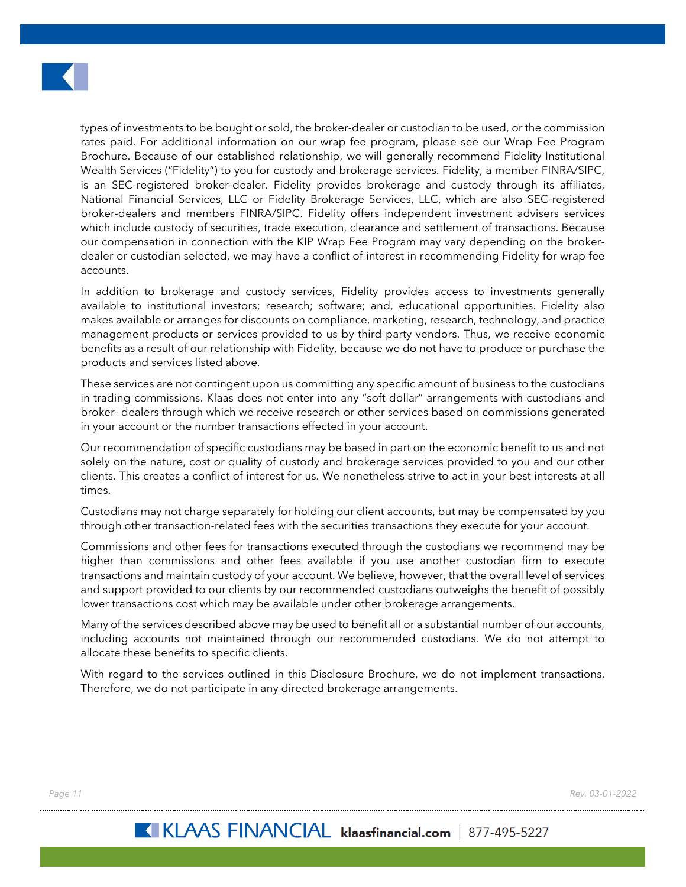types of investments to be bought or sold, the broker-dealer or custodian to be used, or the commission rates paid. For additional information on our wrap fee program, please see our Wrap Fee Program Brochure. Because of our established relationship, we will generally recommend Fidelity Institutional Wealth Services ("Fidelity") to you for custody and brokerage services. Fidelity, a member FINRA/SIPC, is an SEC-registered broker-dealer. Fidelity provides brokerage and custody through its affiliates, National Financial Services, LLC or Fidelity Brokerage Services, LLC, which are also SEC-registered broker-dealers and members FINRA/SIPC. Fidelity offers independent investment advisers services which include custody of securities, trade execution, clearance and settlement of transactions. Because our compensation in connection with the KIP Wrap Fee Program may vary depending on the broker-dealer or custodian selected, we may have a conflict of interest in recommending Fidelity for wrap fee accounts.

In addition to brokerage and custody services, Fidelity provides access to investments generally available to institutional investors; research; software; and, educational opportunities. Fidelity also makes available or arranges for discounts on compliance, marketing, research, technology, and practice management products or services provided to us by third party vendors. Thus, we receive economic benefits as a result of our relationship with Fidelity, because we do not have to produce or purchase the products and services listed above.

These services are not contingent upon us committing any specific amount of business to the custodians in trading commissions. Klaas does not enter into any "soft dollar" arrangements with custodians and broker- dealers through which we receive research or other services based on commissions generated in your account or the number transactions effected in your account.

Our recommendation of specific custodians may be based in part on the economic benefit to us and not solely on the nature, cost or quality of custody and brokerage services provided to you and our other clients. This creates a conflict of interest for us. We nonetheless strive to act in your best interests at all times.

Custodians may not charge separately for holding our client accounts, but may be compensated by you through other transaction-related fees with the securities transactions they execute for your account.

Commissions and other fees for transactions executed through the custodians we recommend may be higher than commissions and other fees available if you use another custodian firm to execute transactions and maintain custody of your account. We believe, however, that the overall level of services and support provided to our clients by our recommended custodians outweighs the benefit of possibly lower transactions cost which may be available under other brokerage arrangements.

Many of the services described above may be used to benefit all or a substantial number of our accounts, including accounts not maintained through our recommended custodians. We do not attempt to allocate these benefits to specific clients.

With regard to the services outlined in this Disclosure Brochure, we do not implement transactions. Therefore, we do not participate in any directed brokerage arrangements.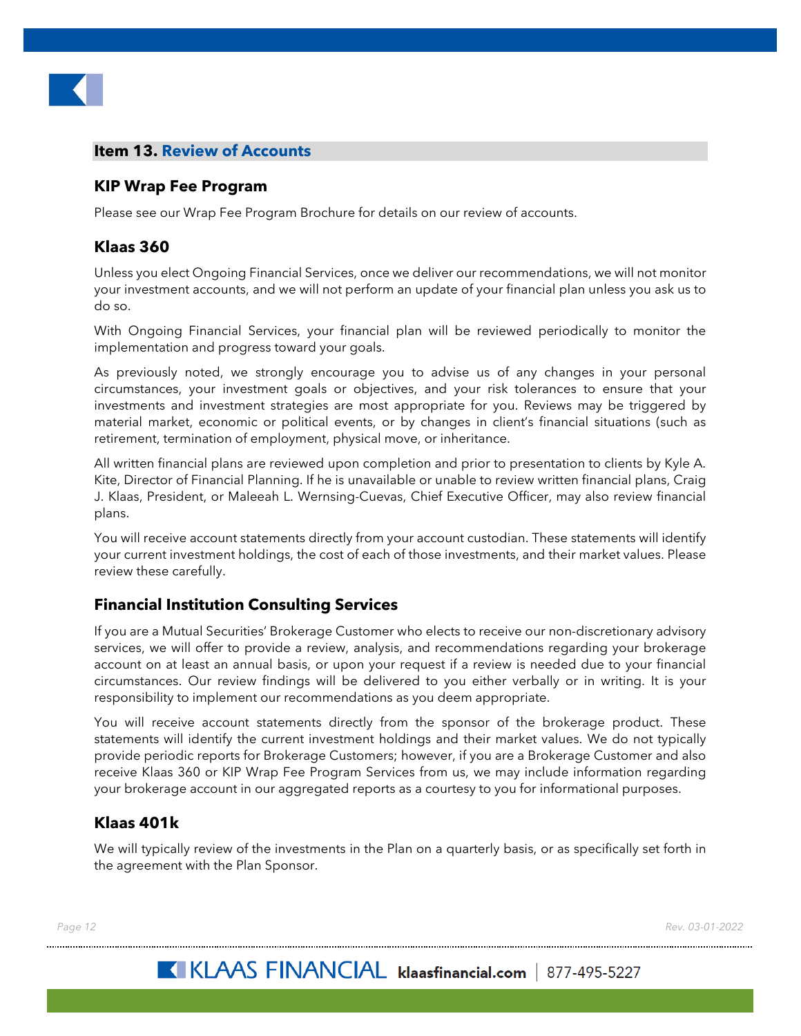## Item 13. Review of Accounts

### KIP Wrap Fee Program

Please see our Wrap Fee Program Brochure for details on our review of accounts.

### Klaas 360

Unless you elect Ongoing Financial Services, once we deliver our recommendations, we will not monitor your investment accounts, and we will not perform an update of your financial plan unless you ask us to do so.

With Ongoing Financial Services, your financial plan will be reviewed periodically to monitor the implementation and progress toward your goals.

As previously noted, we strongly encourage you to advise us of any changes in your personal circumstances, your investment goals or objectives, and your risk tolerances to ensure that your investments and investment strategies are most appropriate for you. Reviews may be triggered by material market, economic or political events, or by changes in client's financial situations (such as retirement, termination of employment, physical move, or inheritance.

All written financial plans are reviewed upon completion and prior to presentation to clients by Kyle A. Kite, Director of Financial Planning. If he is unavailable or unable to review written financial plans, Craig J. Klaas, President, or Maleeah L. Wernsing-Cuevas, Chief Executive Officer, may also review financial plans.

You will receive account statements directly from your account custodian. These statements will identify your current investment holdings, the cost of each of those investments, and their market values. Please review these carefully.

### Financial Institution Consulting Services

If you are a Mutual Securities' Brokerage Customer who elects to receive our non-discretionary advisory services, we will offer to provide a review, analysis, and recommendations regarding your brokerage account on at least an annual basis, or upon your request if a review is needed due to your financial circumstances. Our review findings will be delivered to you either verbally or in writing. It is your responsibility to implement our recommendations as you deem appropriate.

You will receive account statements directly from the sponsor of the brokerage product. These statements will identify the current investment holdings and their market values. We do not typically provide periodic reports for Brokerage Customers; however, if you are a Brokerage Customer and also receive Klaas 360 or KIP Wrap Fee Program Services from us, we may include information regarding your brokerage account in our aggregated reports as a courtesy to you for informational purposes.

### Klaas 401k

We will typically review of the investments in the Plan on a quarterly basis, or as specifically set forth in the agreement with the Plan Sponsor.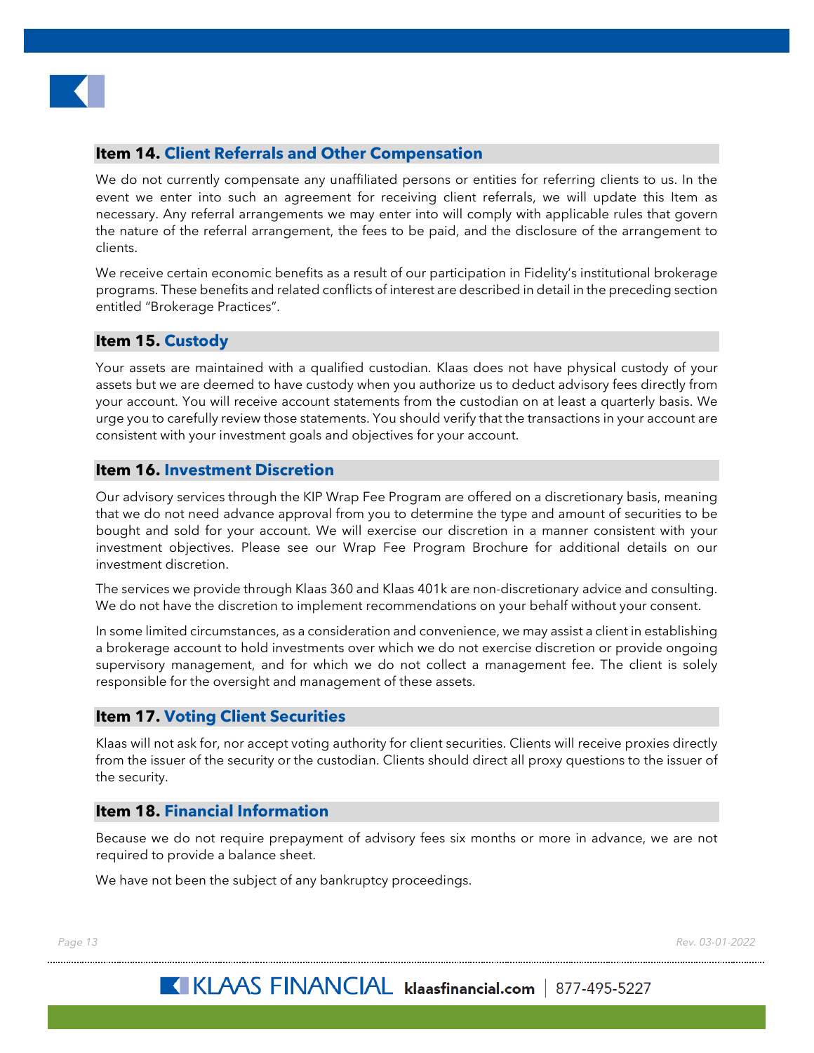## Item 14. Client Referrals and Other Compensation

We do not currently compensate any unaffiliated persons or entities for referring clients to us. In the event we enter into such an agreement for receiving client referrals, we will update this Item as necessary. Any referral arrangements we may enter into will comply with applicable rules that govern the nature of the referral arrangement, the fees to be paid, and the disclosure of the arrangement to clients.

We receive certain economic benefits as a result of our participation in Fidelity's institutional brokerage programs. These benefits and related conflicts of interest are described in detail in the preceding section entitled "Brokerage Practices".

## Item 15. Custody

Your assets are maintained with a qualified custodian. Klaas does not have physical custody of your assets but we are deemed to have custody when you authorize us to deduct advisory fees directly from your account. You will receive account statements from the custodian on at least a quarterly basis. We urge you to carefully review those statements. You should verify that the transactions in your account are consistent with your investment goals and objectives for your account.

## Item 16. Investment Discretion

Our advisory services through the KIP Wrap Fee Program are offered on a discretionary basis, meaning that we do not need advance approval from you to determine the type and amount of securities to be bought and sold for your account. We will exercise our discretion in a manner consistent with your investment objectives. Please see our Wrap Fee Program Brochure for additional details on our investment discretion.

The services we provide through Klaas 360 and Klaas 401k are non-discretionary advice and consulting. We do not have the discretion to implement recommendations on your behalf without your consent.

In some limited circumstances, as a consideration and convenience, we may assist a client in establishing a brokerage account to hold investments over which we do not exercise discretion or provide ongoing supervisory management, and for which we do not collect a management fee. The client is solely responsible for the oversight and management of these assets.

## Item 17. Voting Client Securities

Klaas will not ask for, nor accept voting authority for client securities. Clients will receive proxies directly from the issuer of the security or the custodian. Clients should direct all proxy questions to the issuer of the security.

## Item 18. Financial Information

Because we do not require prepayment of advisory fees six months or more in advance, we are not required to provide a balance sheet.

We have not been the subject of any bankruptcy proceedings.